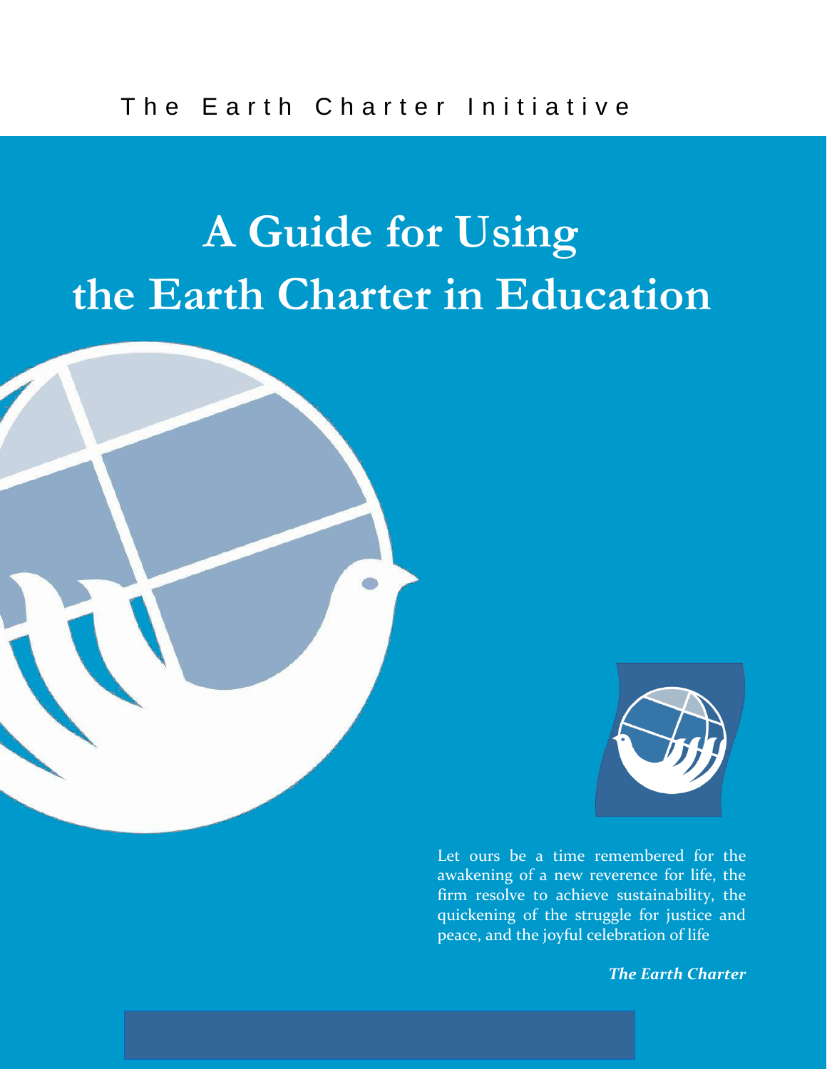The Earth Charter Initiative

# A Guide for Using the Earth Charter in Education

Let ours be a time remembered for the awakening of a new reverence for life, the firm resolve to achieve sustainability, the quickening of the struggle for justice and peace, and the joyful celebration of life

***The Earth Charter***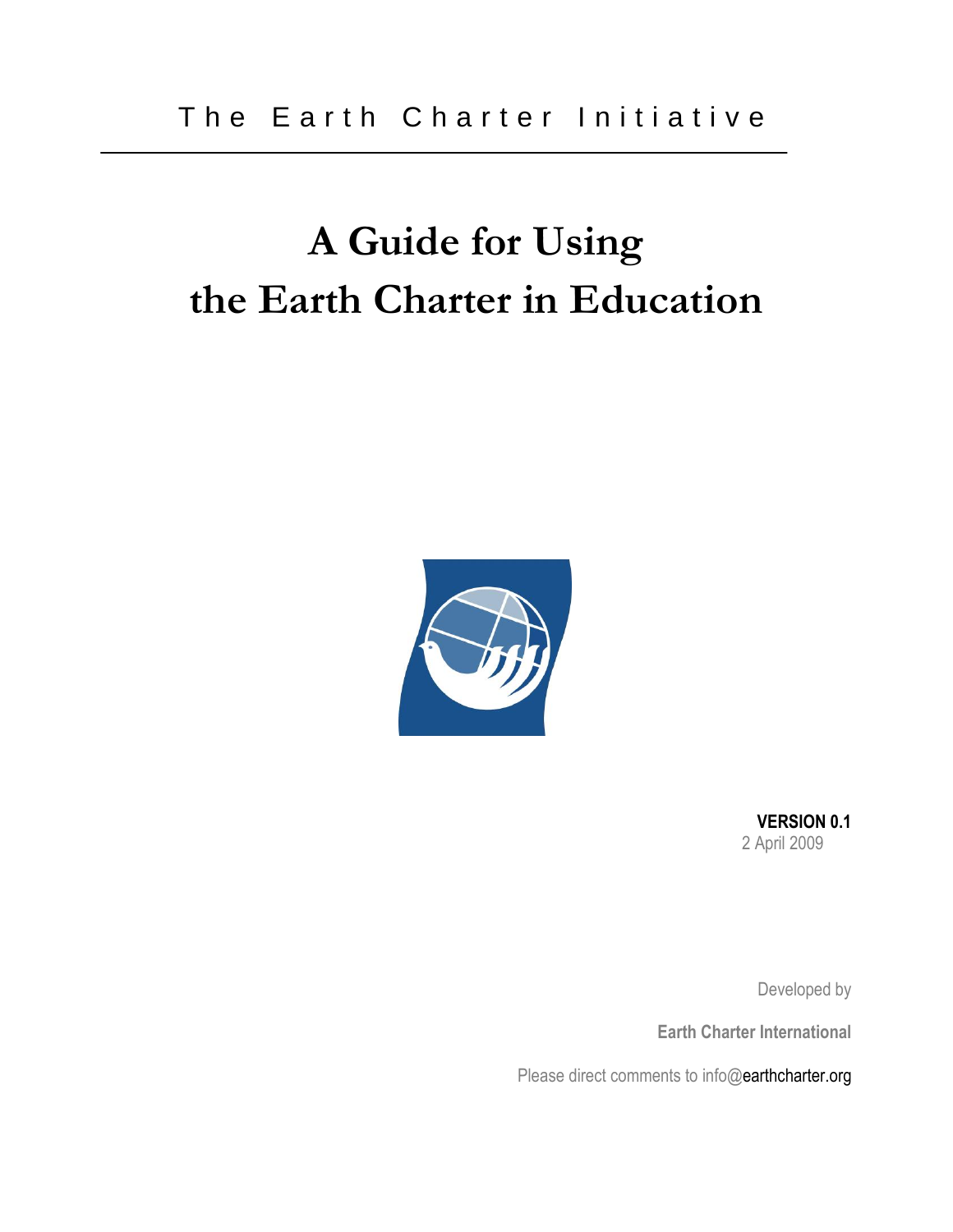The Earth Charter Initiative

# A Guide for Using the Earth Charter in Education

**VERSION 0.1**
2 April 2009

Developed by

**Earth Charter International**

Please direct comments to info@earthcharter.org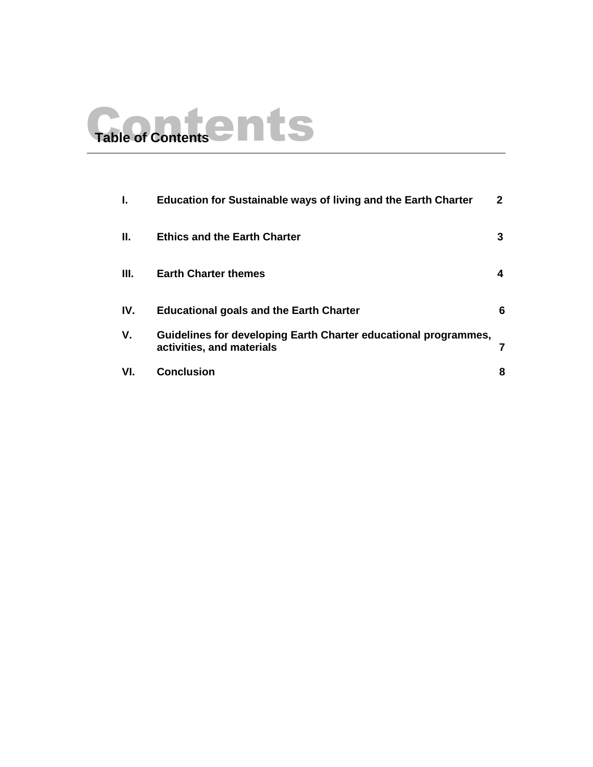# Table of Contents

| | | |
|---|---|---|
| **I.** | **Education for Sustainable ways of living and the Earth Charter** | **2** |
| **II.** | **Ethics and the Earth Charter** | **3** |
| **III.** | **Earth Charter themes** | **4** |
| **IV.** | **Educational goals and the Earth Charter** | **6** |
| **V.** | **Guidelines for developing Earth Charter educational programmes, activities, and materials** | **7** |
| **VI.** | **Conclusion** | **8** |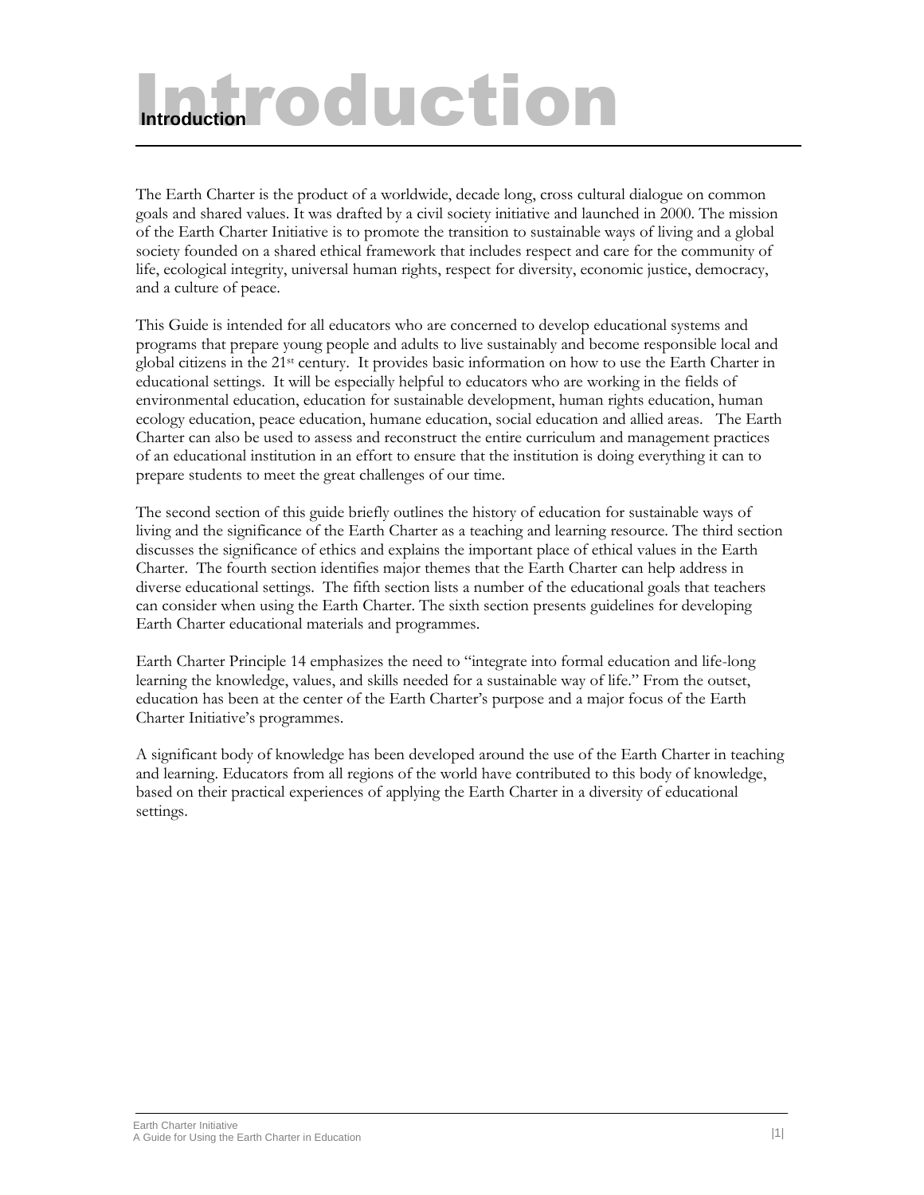# Introduction

The Earth Charter is the product of a worldwide, decade long, cross cultural dialogue on common goals and shared values. It was drafted by a civil society initiative and launched in 2000. The mission of the Earth Charter Initiative is to promote the transition to sustainable ways of living and a global society founded on a shared ethical framework that includes respect and care for the community of life, ecological integrity, universal human rights, respect for diversity, economic justice, democracy, and a culture of peace.

This Guide is intended for all educators who are concerned to develop educational systems and programs that prepare young people and adults to live sustainably and become responsible local and global citizens in the 21st century. It provides basic information on how to use the Earth Charter in educational settings. It will be especially helpful to educators who are working in the fields of environmental education, education for sustainable development, human rights education, human ecology education, peace education, humane education, social education and allied areas. The Earth Charter can also be used to assess and reconstruct the entire curriculum and management practices of an educational institution in an effort to ensure that the institution is doing everything it can to prepare students to meet the great challenges of our time.

The second section of this guide briefly outlines the history of education for sustainable ways of living and the significance of the Earth Charter as a teaching and learning resource. The third section discusses the significance of ethics and explains the important place of ethical values in the Earth Charter. The fourth section identifies major themes that the Earth Charter can help address in diverse educational settings. The fifth section lists a number of the educational goals that teachers can consider when using the Earth Charter. The sixth section presents guidelines for developing Earth Charter educational materials and programmes.

Earth Charter Principle 14 emphasizes the need to "integrate into formal education and life-long learning the knowledge, values, and skills needed for a sustainable way of life." From the outset, education has been at the center of the Earth Charter's purpose and a major focus of the Earth Charter Initiative's programmes.

A significant body of knowledge has been developed around the use of the Earth Charter in teaching and learning. Educators from all regions of the world have contributed to this body of knowledge, based on their practical experiences of applying the Earth Charter in a diversity of educational settings.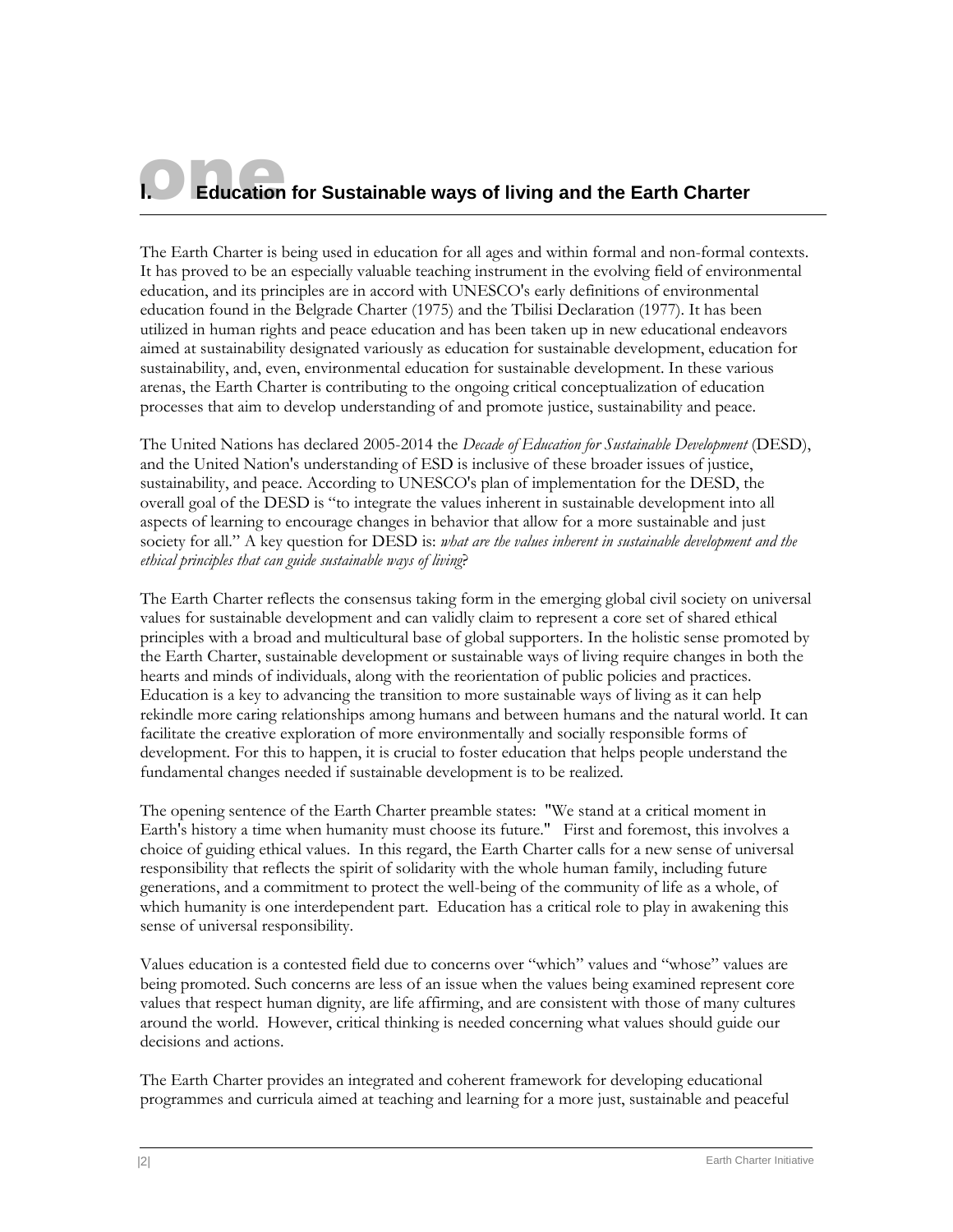# I. Education for Sustainable ways of living and the Earth Charter

The Earth Charter is being used in education for all ages and within formal and non-formal contexts. It has proved to be an especially valuable teaching instrument in the evolving field of environmental education, and its principles are in accord with UNESCO's early definitions of environmental education found in the Belgrade Charter (1975) and the Tbilisi Declaration (1977). It has been utilized in human rights and peace education and has been taken up in new educational endeavors aimed at sustainability designated variously as education for sustainable development, education for sustainability, and, even, environmental education for sustainable development. In these various arenas, the Earth Charter is contributing to the ongoing critical conceptualization of education processes that aim to develop understanding of and promote justice, sustainability and peace.

The United Nations has declared 2005-2014 the *Decade of Education for Sustainable Development* (DESD), and the United Nation's understanding of ESD is inclusive of these broader issues of justice, sustainability, and peace. According to UNESCO's plan of implementation for the DESD, the overall goal of the DESD is "to integrate the values inherent in sustainable development into all aspects of learning to encourage changes in behavior that allow for a more sustainable and just society for all." A key question for DESD is: *what are the values inherent in sustainable development and the ethical principles that can guide sustainable ways of living*?

The Earth Charter reflects the consensus taking form in the emerging global civil society on universal values for sustainable development and can validly claim to represent a core set of shared ethical principles with a broad and multicultural base of global supporters. In the holistic sense promoted by the Earth Charter, sustainable development or sustainable ways of living require changes in both the hearts and minds of individuals, along with the reorientation of public policies and practices. Education is a key to advancing the transition to more sustainable ways of living as it can help rekindle more caring relationships among humans and between humans and the natural world. It can facilitate the creative exploration of more environmentally and socially responsible forms of development. For this to happen, it is crucial to foster education that helps people understand the fundamental changes needed if sustainable development is to be realized.

The opening sentence of the Earth Charter preamble states: "We stand at a critical moment in Earth's history a time when humanity must choose its future." First and foremost, this involves a choice of guiding ethical values. In this regard, the Earth Charter calls for a new sense of universal responsibility that reflects the spirit of solidarity with the whole human family, including future generations, and a commitment to protect the well-being of the community of life as a whole, of which humanity is one interdependent part. Education has a critical role to play in awakening this sense of universal responsibility.

Values education is a contested field due to concerns over "which" values and "whose" values are being promoted. Such concerns are less of an issue when the values being examined represent core values that respect human dignity, are life affirming, and are consistent with those of many cultures around the world. However, critical thinking is needed concerning what values should guide our decisions and actions.

The Earth Charter provides an integrated and coherent framework for developing educational programmes and curricula aimed at teaching and learning for a more just, sustainable and peaceful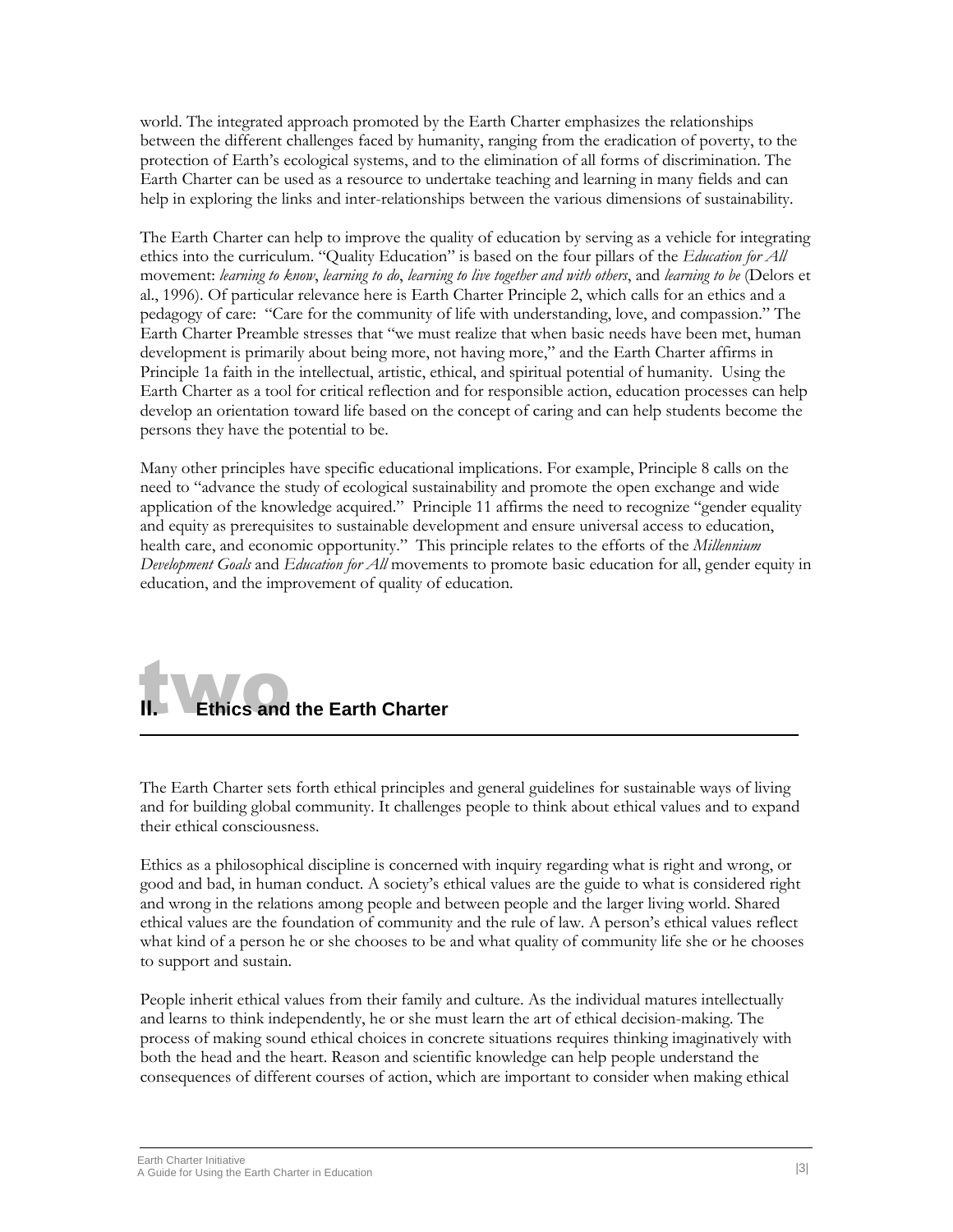world. The integrated approach promoted by the Earth Charter emphasizes the relationships between the different challenges faced by humanity, ranging from the eradication of poverty, to the protection of Earth's ecological systems, and to the elimination of all forms of discrimination. The Earth Charter can be used as a resource to undertake teaching and learning in many fields and can help in exploring the links and inter-relationships between the various dimensions of sustainability.

The Earth Charter can help to improve the quality of education by serving as a vehicle for integrating ethics into the curriculum. "Quality Education" is based on the four pillars of the *Education for All* movement: *learning to know*, *learning to do*, *learning to live together and with others*, and *learning to be* (Delors et al., 1996). Of particular relevance here is Earth Charter Principle 2, which calls for an ethics and a pedagogy of care: "Care for the community of life with understanding, love, and compassion." The Earth Charter Preamble stresses that "we must realize that when basic needs have been met, human development is primarily about being more, not having more," and the Earth Charter affirms in Principle 1a faith in the intellectual, artistic, ethical, and spiritual potential of humanity. Using the Earth Charter as a tool for critical reflection and for responsible action, education processes can help develop an orientation toward life based on the concept of caring and can help students become the persons they have the potential to be.

Many other principles have specific educational implications. For example, Principle 8 calls on the need to "advance the study of ecological sustainability and promote the open exchange and wide application of the knowledge acquired." Principle 11 affirms the need to recognize "gender equality and equity as prerequisites to sustainable development and ensure universal access to education, health care, and economic opportunity." This principle relates to the efforts of the *Millennium Development Goals* and *Education for All* movements to promote basic education for all, gender equity in education, and the improvement of quality of education.

## II. Ethics and the Earth Charter

The Earth Charter sets forth ethical principles and general guidelines for sustainable ways of living and for building global community. It challenges people to think about ethical values and to expand their ethical consciousness.

Ethics as a philosophical discipline is concerned with inquiry regarding what is right and wrong, or good and bad, in human conduct. A society's ethical values are the guide to what is considered right and wrong in the relations among people and between people and the larger living world. Shared ethical values are the foundation of community and the rule of law. A person's ethical values reflect what kind of a person he or she chooses to be and what quality of community life she or he chooses to support and sustain.

People inherit ethical values from their family and culture. As the individual matures intellectually and learns to think independently, he or she must learn the art of ethical decision-making. The process of making sound ethical choices in concrete situations requires thinking imaginatively with both the head and the heart. Reason and scientific knowledge can help people understand the consequences of different courses of action, which are important to consider when making ethical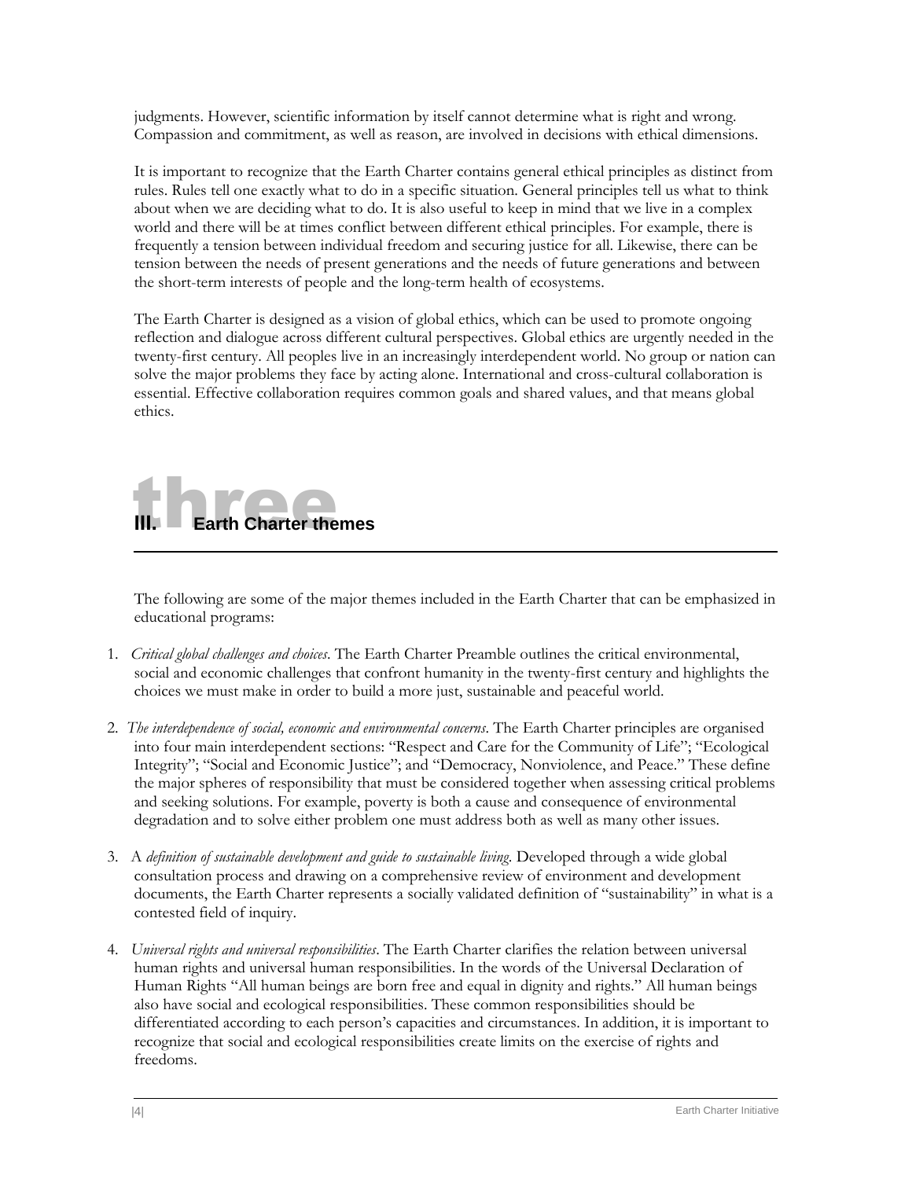judgments. However, scientific information by itself cannot determine what is right and wrong. Compassion and commitment, as well as reason, are involved in decisions with ethical dimensions.

It is important to recognize that the Earth Charter contains general ethical principles as distinct from rules. Rules tell one exactly what to do in a specific situation. General principles tell us what to think about when we are deciding what to do. It is also useful to keep in mind that we live in a complex world and there will be at times conflict between different ethical principles. For example, there is frequently a tension between individual freedom and securing justice for all. Likewise, there can be tension between the needs of present generations and the needs of future generations and between the short-term interests of people and the long-term health of ecosystems.

The Earth Charter is designed as a vision of global ethics, which can be used to promote ongoing reflection and dialogue across different cultural perspectives. Global ethics are urgently needed in the twenty-first century. All peoples live in an increasingly interdependent world. No group or nation can solve the major problems they face by acting alone. International and cross-cultural collaboration is essential. Effective collaboration requires common goals and shared values, and that means global ethics.

## III. Earth Charter themes

The following are some of the major themes included in the Earth Charter that can be emphasized in educational programs:

1. *Critical global challenges and choices*. The Earth Charter Preamble outlines the critical environmental, social and economic challenges that confront humanity in the twenty-first century and highlights the choices we must make in order to build a more just, sustainable and peaceful world.

2. *The interdependence of social, economic and environmental concerns*. The Earth Charter principles are organised into four main interdependent sections: "Respect and Care for the Community of Life"; "Ecological Integrity"; "Social and Economic Justice"; and "Democracy, Nonviolence, and Peace." These define the major spheres of responsibility that must be considered together when assessing critical problems and seeking solutions. For example, poverty is both a cause and consequence of environmental degradation and to solve either problem one must address both as well as many other issues.

3. A *definition of sustainable development and guide to sustainable living*. Developed through a wide global consultation process and drawing on a comprehensive review of environment and development documents, the Earth Charter represents a socially validated definition of "sustainability" in what is a contested field of inquiry.

4. *Universal rights and universal responsibilities*. The Earth Charter clarifies the relation between universal human rights and universal human responsibilities. In the words of the Universal Declaration of Human Rights "All human beings are born free and equal in dignity and rights." All human beings also have social and ecological responsibilities. These common responsibilities should be differentiated according to each person's capacities and circumstances. In addition, it is important to recognize that social and ecological responsibilities create limits on the exercise of rights and freedoms.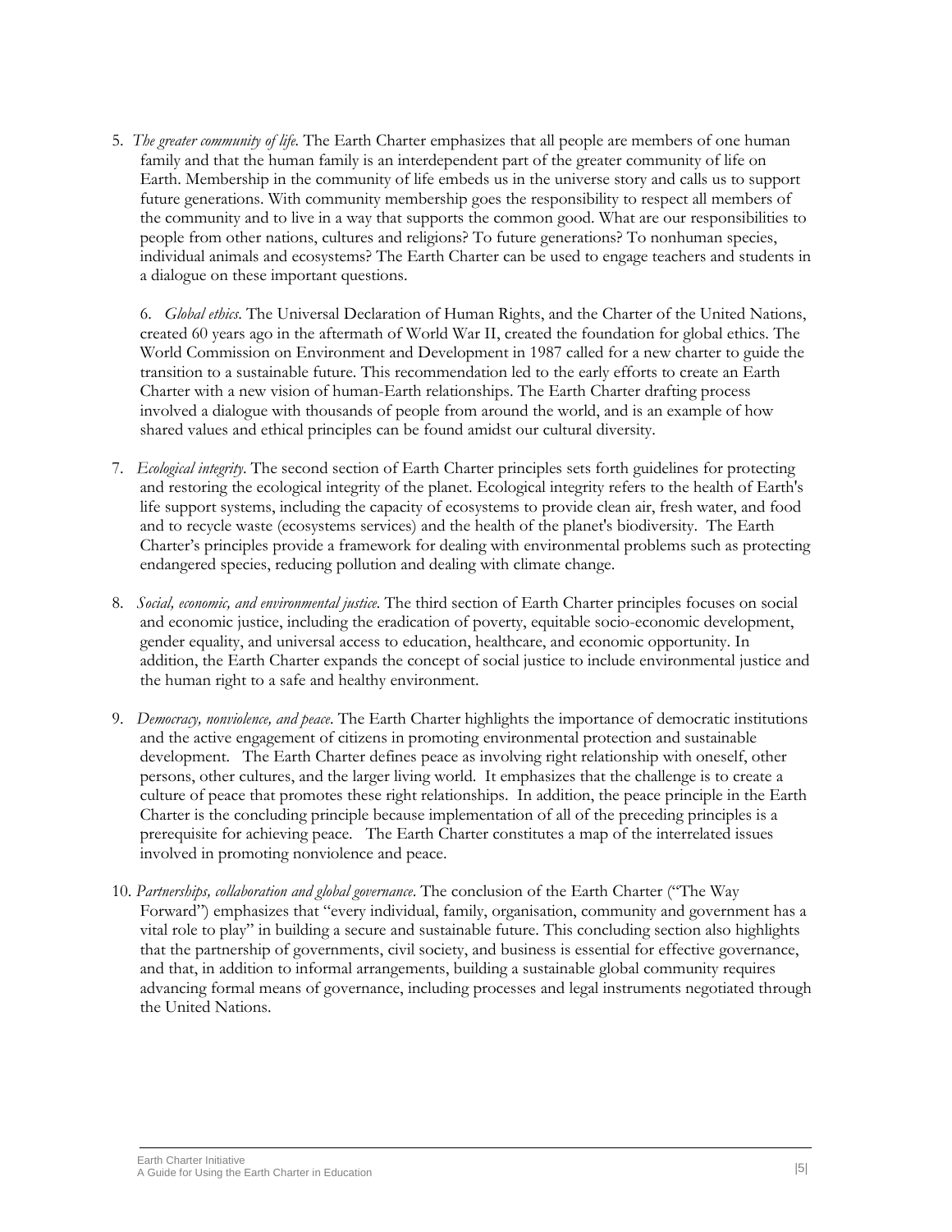5. *The greater community of life*. The Earth Charter emphasizes that all people are members of one human family and that the human family is an interdependent part of the greater community of life on Earth. Membership in the community of life embeds us in the universe story and calls us to support future generations. With community membership goes the responsibility to respect all members of the community and to live in a way that supports the common good. What are our responsibilities to people from other nations, cultures and religions? To future generations? To nonhuman species, individual animals and ecosystems? The Earth Charter can be used to engage teachers and students in a dialogue on these important questions.

6. *Global ethics*. The Universal Declaration of Human Rights, and the Charter of the United Nations, created 60 years ago in the aftermath of World War II, created the foundation for global ethics. The World Commission on Environment and Development in 1987 called for a new charter to guide the transition to a sustainable future. This recommendation led to the early efforts to create an Earth Charter with a new vision of human-Earth relationships. The Earth Charter drafting process involved a dialogue with thousands of people from around the world, and is an example of how shared values and ethical principles can be found amidst our cultural diversity.

7. *Ecological integrity*. The second section of Earth Charter principles sets forth guidelines for protecting and restoring the ecological integrity of the planet. Ecological integrity refers to the health of Earth's life support systems, including the capacity of ecosystems to provide clean air, fresh water, and food and to recycle waste (ecosystems services) and the health of the planet's biodiversity. The Earth Charter's principles provide a framework for dealing with environmental problems such as protecting endangered species, reducing pollution and dealing with climate change.

8. *Social, economic, and environmental justice*. The third section of Earth Charter principles focuses on social and economic justice, including the eradication of poverty, equitable socio-economic development, gender equality, and universal access to education, healthcare, and economic opportunity. In addition, the Earth Charter expands the concept of social justice to include environmental justice and the human right to a safe and healthy environment.

9. *Democracy, nonviolence, and peace*. The Earth Charter highlights the importance of democratic institutions and the active engagement of citizens in promoting environmental protection and sustainable development. The Earth Charter defines peace as involving right relationship with oneself, other persons, other cultures, and the larger living world. It emphasizes that the challenge is to create a culture of peace that promotes these right relationships. In addition, the peace principle in the Earth Charter is the concluding principle because implementation of all of the preceding principles is a prerequisite for achieving peace. The Earth Charter constitutes a map of the interrelated issues involved in promoting nonviolence and peace.

10. *Partnerships, collaboration and global governance*. The conclusion of the Earth Charter ("The Way Forward") emphasizes that "every individual, family, organisation, community and government has a vital role to play" in building a secure and sustainable future. This concluding section also highlights that the partnership of governments, civil society, and business is essential for effective governance, and that, in addition to informal arrangements, building a sustainable global community requires advancing formal means of governance, including processes and legal instruments negotiated through the United Nations.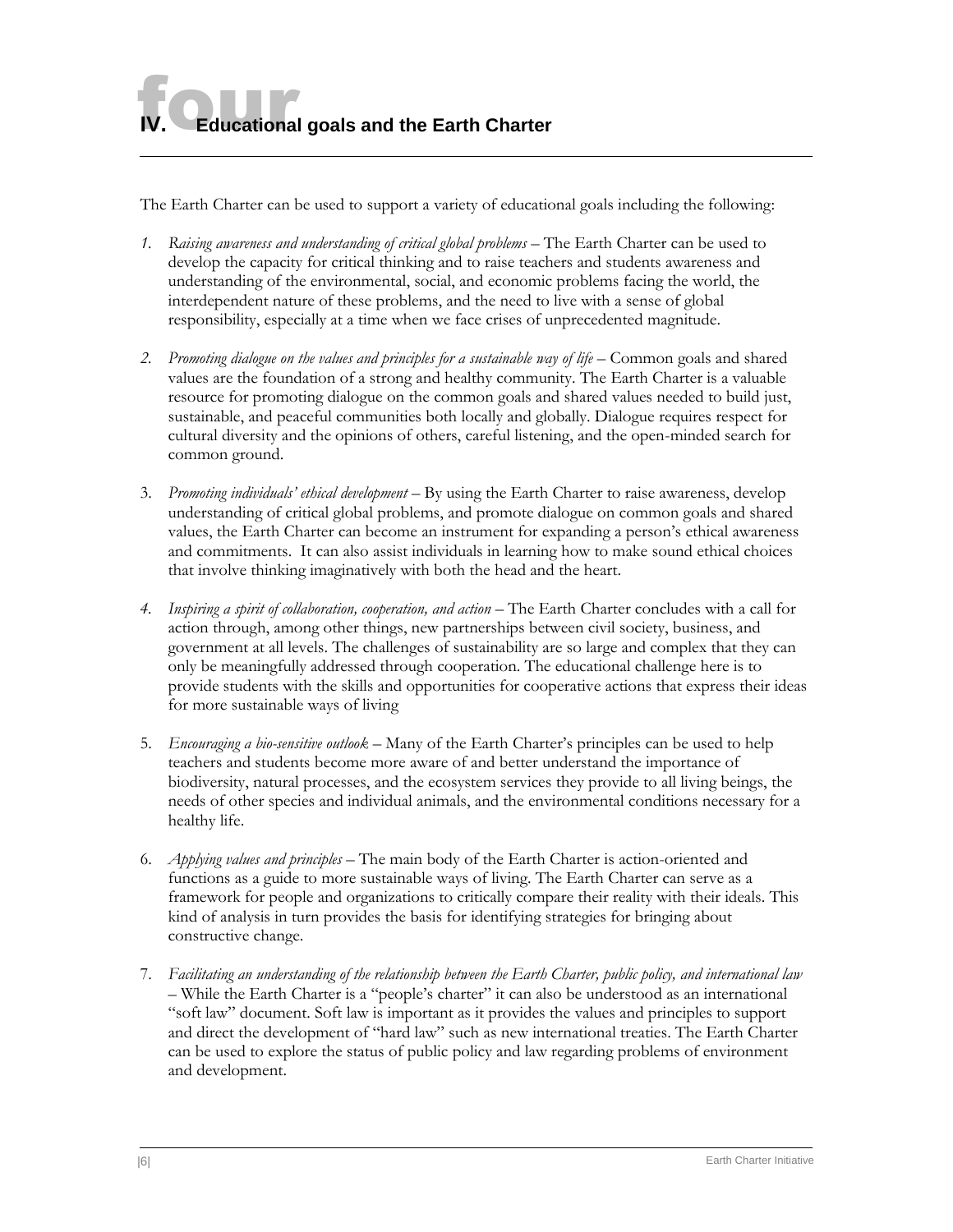# IV. Educational goals and the Earth Charter

The Earth Charter can be used to support a variety of educational goals including the following:

1. *Raising awareness and understanding of critical global problems* – The Earth Charter can be used to develop the capacity for critical thinking and to raise teachers and students awareness and understanding of the environmental, social, and economic problems facing the world, the interdependent nature of these problems, and the need to live with a sense of global responsibility, especially at a time when we face crises of unprecedented magnitude.

2. *Promoting dialogue on the values and principles for a sustainable way of life* – Common goals and shared values are the foundation of a strong and healthy community. The Earth Charter is a valuable resource for promoting dialogue on the common goals and shared values needed to build just, sustainable, and peaceful communities both locally and globally. Dialogue requires respect for cultural diversity and the opinions of others, careful listening, and the open-minded search for common ground.

3. *Promoting individuals' ethical development* – By using the Earth Charter to raise awareness, develop understanding of critical global problems, and promote dialogue on common goals and shared values, the Earth Charter can become an instrument for expanding a person's ethical awareness and commitments. It can also assist individuals in learning how to make sound ethical choices that involve thinking imaginatively with both the head and the heart.

4. *Inspiring a spirit of collaboration, cooperation, and action* – The Earth Charter concludes with a call for action through, among other things, new partnerships between civil society, business, and government at all levels. The challenges of sustainability are so large and complex that they can only be meaningfully addressed through cooperation. The educational challenge here is to provide students with the skills and opportunities for cooperative actions that express their ideas for more sustainable ways of living

5. *Encouraging a bio-sensitive outlook* – Many of the Earth Charter's principles can be used to help teachers and students become more aware of and better understand the importance of biodiversity, natural processes, and the ecosystem services they provide to all living beings, the needs of other species and individual animals, and the environmental conditions necessary for a healthy life.

6. *Applying values and principles* – The main body of the Earth Charter is action-oriented and functions as a guide to more sustainable ways of living. The Earth Charter can serve as a framework for people and organizations to critically compare their reality with their ideals. This kind of analysis in turn provides the basis for identifying strategies for bringing about constructive change.

7. *Facilitating an understanding of the relationship between the Earth Charter, public policy, and international law* – While the Earth Charter is a "people's charter" it can also be understood as an international "soft law" document. Soft law is important as it provides the values and principles to support and direct the development of "hard law" such as new international treaties. The Earth Charter can be used to explore the status of public policy and law regarding problems of environment and development.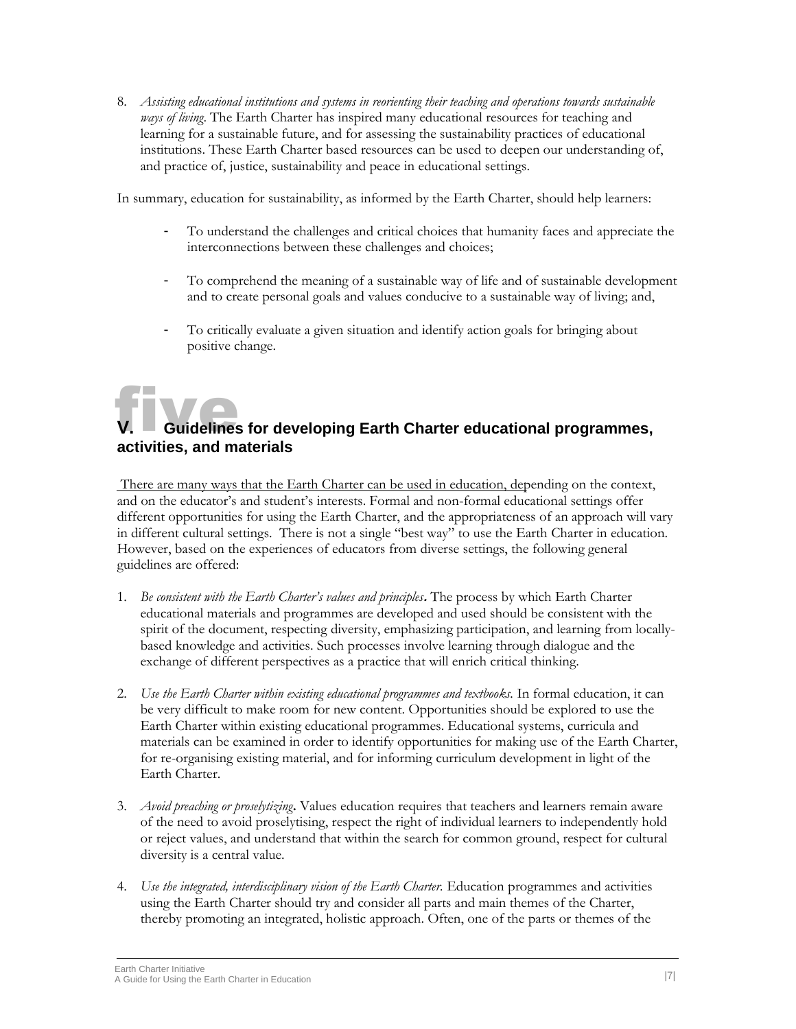8. *Assisting educational institutions and systems in reorienting their teaching and operations towards sustainable ways of living*. The Earth Charter has inspired many educational resources for teaching and learning for a sustainable future, and for assessing the sustainability practices of educational institutions. These Earth Charter based resources can be used to deepen our understanding of, and practice of, justice, sustainability and peace in educational settings.

In summary, education for sustainability, as informed by the Earth Charter, should help learners:

- To understand the challenges and critical choices that humanity faces and appreciate the interconnections between these challenges and choices;
- To comprehend the meaning of a sustainable way of life and of sustainable development and to create personal goals and values conducive to a sustainable way of living; and,
- To critically evaluate a given situation and identify action goals for bringing about positive change.

## five V. Guidelines for developing Earth Charter educational programmes, activities, and materials

There are many ways that the Earth Charter can be used in education, depending on the context, and on the educator's and student's interests. Formal and non-formal educational settings offer different opportunities for using the Earth Charter, and the appropriateness of an approach will vary in different cultural settings. There is not a single "best way" to use the Earth Charter in education. However, based on the experiences of educators from diverse settings, the following general guidelines are offered:

1. *Be consistent with the Earth Charter's values and principles***.** The process by which Earth Charter educational materials and programmes are developed and used should be consistent with the spirit of the document, respecting diversity, emphasizing participation, and learning from locally-based knowledge and activities. Such processes involve learning through dialogue and the exchange of different perspectives as a practice that will enrich critical thinking.

2. *Use the Earth Charter within existing educational programmes and textbooks.* In formal education, it can be very difficult to make room for new content. Opportunities should be explored to use the Earth Charter within existing educational programmes. Educational systems, curricula and materials can be examined in order to identify opportunities for making use of the Earth Charter, for re-organising existing material, and for informing curriculum development in light of the Earth Charter.

3. *Avoid preaching or proselytizing***.** Values education requires that teachers and learners remain aware of the need to avoid proselytising, respect the right of individual learners to independently hold or reject values, and understand that within the search for common ground, respect for cultural diversity is a central value.

4. *Use the integrated, interdisciplinary vision of the Earth Charter.* Education programmes and activities using the Earth Charter should try and consider all parts and main themes of the Charter, thereby promoting an integrated, holistic approach. Often, one of the parts or themes of the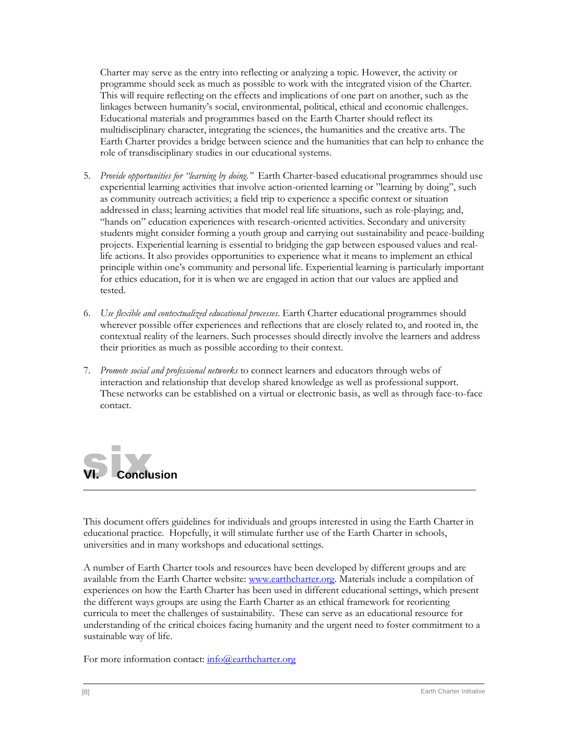Charter may serve as the entry into reflecting or analyzing a topic. However, the activity or programme should seek as much as possible to work with the integrated vision of the Charter. This will require reflecting on the effects and implications of one part on another, such as the linkages between humanity's social, environmental, political, ethical and economic challenges. Educational materials and programmes based on the Earth Charter should reflect its multidisciplinary character, integrating the sciences, the humanities and the creative arts. The Earth Charter provides a bridge between science and the humanities that can help to enhance the role of transdisciplinary studies in our educational systems.

5. *Provide opportunities for "learning by doing."* Earth Charter-based educational programmes should use experiential learning activities that involve action-oriented learning or "learning by doing", such as community outreach activities; a field trip to experience a specific context or situation addressed in class; learning activities that model real life situations, such as role-playing; and, "hands on" education experiences with research-oriented activities. Secondary and university students might consider forming a youth group and carrying out sustainability and peace-building projects. Experiential learning is essential to bridging the gap between espoused values and real-life actions. It also provides opportunities to experience what it means to implement an ethical principle within one's community and personal life. Experiential learning is particularly important for ethics education, for it is when we are engaged in action that our values are applied and tested.

6. *Use flexible and contextualized educational processes*. Earth Charter educational programmes should wherever possible offer experiences and reflections that are closely related to, and rooted in, the contextual reality of the learners. Such processes should directly involve the learners and address their priorities as much as possible according to their context.

7. *Promote social and professional networks* to connect learners and educators through webs of interaction and relationship that develop shared knowledge as well as professional support. These networks can be established on a virtual or electronic basis, as well as through face-to-face contact.

# VI. Conclusion

This document offers guidelines for individuals and groups interested in using the Earth Charter in educational practice. Hopefully, it will stimulate further use of the Earth Charter in schools, universities and in many workshops and educational settings.

A number of Earth Charter tools and resources have been developed by different groups and are available from the Earth Charter website: [www.earthcharter.org](http://www.earthcharter.org). Materials include a compilation of experiences on how the Earth Charter has been used in different educational settings, which present the different ways groups are using the Earth Charter as an ethical framework for reorienting curricula to meet the challenges of sustainability. These can serve as an educational resource for understanding of the critical choices facing humanity and the urgent need to foster commitment to a sustainable way of life.

For more information contact: [info@earthcharter.org](mailto:info@earthcharter.org)